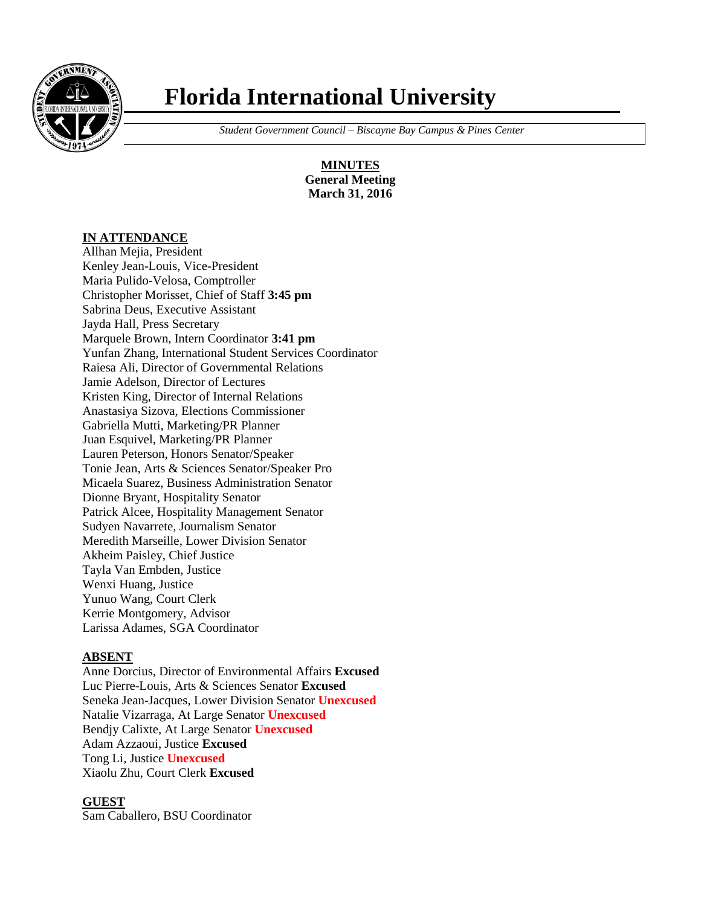# Florida International University

*Student Government Council – Biscayne Bay Campus & Pines Center*

**MINUTES**
**General Meeting**
**March 31, 2016**

**IN ATTENDANCE**

Allhan Mejia, President
Kenley Jean-Louis, Vice-President
Maria Pulido-Velosa, Comptroller
Christopher Morisset, Chief of Staff **3:45 pm**
Sabrina Deus, Executive Assistant
Jayda Hall, Press Secretary
Marquele Brown, Intern Coordinator **3:41 pm**
Yunfan Zhang, International Student Services Coordinator
Raiesa Ali, Director of Governmental Relations
Jamie Adelson, Director of Lectures
Kristen King, Director of Internal Relations
Anastasiya Sizova, Elections Commissioner
Gabriella Mutti, Marketing/PR Planner
Juan Esquivel, Marketing/PR Planner
Lauren Peterson, Honors Senator/Speaker
Tonie Jean, Arts & Sciences Senator/Speaker Pro
Micaela Suarez, Business Administration Senator
Dionne Bryant, Hospitality Senator
Patrick Alcee, Hospitality Management Senator
Sudyen Navarrete, Journalism Senator
Meredith Marseille, Lower Division Senator
Akheim Paisley, Chief Justice
Tayla Van Embden, Justice
Wenxi Huang, Justice
Yunuo Wang, Court Clerk
Kerrie Montgomery, Advisor
Larissa Adames, SGA Coordinator

**ABSENT**

Anne Dorcius, Director of Environmental Affairs **Excused**
Luc Pierre-Louis, Arts & Sciences Senator **Excused**
Seneka Jean-Jacques, Lower Division Senator **Unexcused**
Natalie Vizarraga, At Large Senator **Unexcused**
Bendjy Calixte, At Large Senator **Unexcused**
Adam Azzaoui, Justice **Excused**
Tong Li, Justice **Unexcused**
Xiaolu Zhu, Court Clerk **Excused**

**GUEST**

Sam Caballero, BSU Coordinator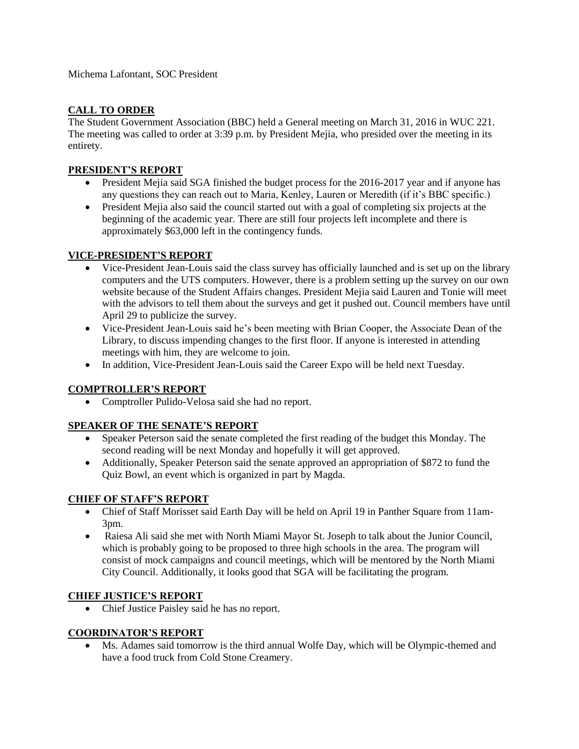Michema Lafontant, SOC President

## CALL TO ORDER

The Student Government Association (BBC) held a General meeting on March 31, 2016 in WUC 221. The meeting was called to order at 3:39 p.m. by President Mejia, who presided over the meeting in its entirety.

## PRESIDENT'S REPORT

- President Mejia said SGA finished the budget process for the 2016-2017 year and if anyone has any questions they can reach out to Maria, Kenley, Lauren or Meredith (if it's BBC specific.)
- President Mejia also said the council started out with a goal of completing six projects at the beginning of the academic year. There are still four projects left incomplete and there is approximately $63,000 left in the contingency funds.

## VICE-PRESIDENT'S REPORT

- Vice-President Jean-Louis said the class survey has officially launched and is set up on the library computers and the UTS computers. However, there is a problem setting up the survey on our own website because of the Student Affairs changes. President Mejia said Lauren and Tonie will meet with the advisors to tell them about the surveys and get it pushed out. Council members have until April 29 to publicize the survey.
- Vice-President Jean-Louis said he's been meeting with Brian Cooper, the Associate Dean of the Library, to discuss impending changes to the first floor. If anyone is interested in attending meetings with him, they are welcome to join.
- In addition, Vice-President Jean-Louis said the Career Expo will be held next Tuesday.

## COMPTROLLER'S REPORT

- Comptroller Pulido-Velosa said she had no report.

## SPEAKER OF THE SENATE'S REPORT

- Speaker Peterson said the senate completed the first reading of the budget this Monday. The second reading will be next Monday and hopefully it will get approved.
- Additionally, Speaker Peterson said the senate approved an appropriation of $872 to fund the Quiz Bowl, an event which is organized in part by Magda.

## CHIEF OF STAFF'S REPORT

- Chief of Staff Morisset said Earth Day will be held on April 19 in Panther Square from 11am-3pm.
- Raiesa Ali said she met with North Miami Mayor St. Joseph to talk about the Junior Council, which is probably going to be proposed to three high schools in the area. The program will consist of mock campaigns and council meetings, which will be mentored by the North Miami City Council. Additionally, it looks good that SGA will be facilitating the program.

## CHIEF JUSTICE'S REPORT

- Chief Justice Paisley said he has no report.

## COORDINATOR'S REPORT

- Ms. Adames said tomorrow is the third annual Wolfe Day, which will be Olympic-themed and have a food truck from Cold Stone Creamery.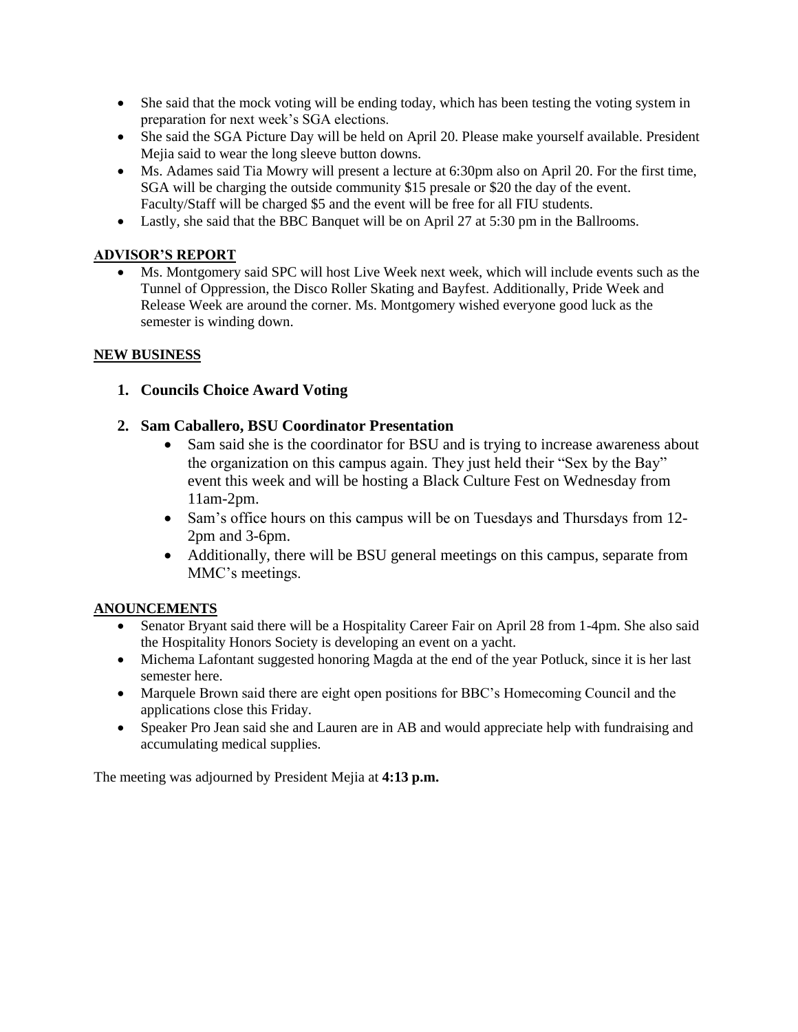- She said that the mock voting will be ending today, which has been testing the voting system in preparation for next week's SGA elections.
- She said the SGA Picture Day will be held on April 20. Please make yourself available. President Mejia said to wear the long sleeve button downs.
- Ms. Adames said Tia Mowry will present a lecture at 6:30pm also on April 20. For the first time, SGA will be charging the outside community $15 presale or $20 the day of the event. Faculty/Staff will be charged $5 and the event will be free for all FIU students.
- Lastly, she said that the BBC Banquet will be on April 27 at 5:30 pm in the Ballrooms.

**ADVISOR'S REPORT**

- Ms. Montgomery said SPC will host Live Week next week, which will include events such as the Tunnel of Oppression, the Disco Roller Skating and Bayfest. Additionally, Pride Week and Release Week are around the corner. Ms. Montgomery wished everyone good luck as the semester is winding down.

**NEW BUSINESS**

1. **Councils Choice Award Voting**
2. **Sam Caballero, BSU Coordinator Presentation**
   - Sam said she is the coordinator for BSU and is trying to increase awareness about the organization on this campus again. They just held their "Sex by the Bay" event this week and will be hosting a Black Culture Fest on Wednesday from 11am-2pm.
   - Sam's office hours on this campus will be on Tuesdays and Thursdays from 12-2pm and 3-6pm.
   - Additionally, there will be BSU general meetings on this campus, separate from MMC's meetings.

**ANOUNCEMENTS**

- Senator Bryant said there will be a Hospitality Career Fair on April 28 from 1-4pm. She also said the Hospitality Honors Society is developing an event on a yacht.
- Michema Lafontant suggested honoring Magda at the end of the year Potluck, since it is her last semester here.
- Marquele Brown said there are eight open positions for BBC's Homecoming Council and the applications close this Friday.
- Speaker Pro Jean said she and Lauren are in AB and would appreciate help with fundraising and accumulating medical supplies.

The meeting was adjourned by President Mejia at **4:13 p.m.**